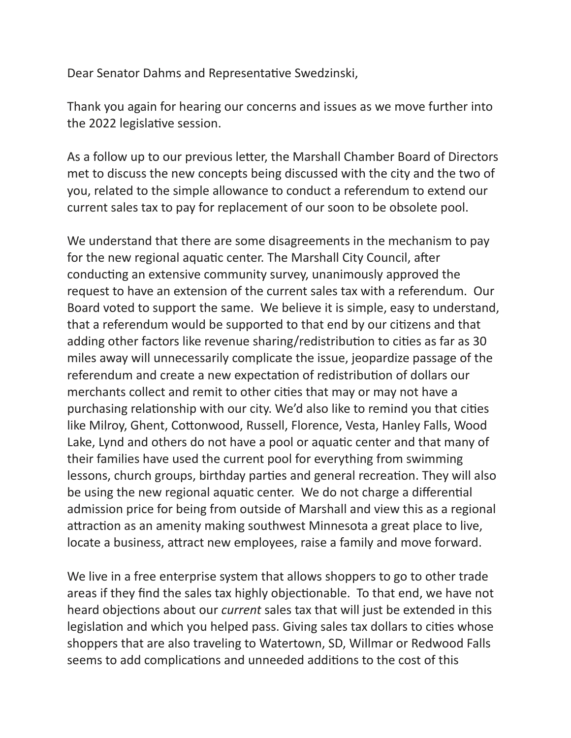Dear Senator Dahms and Representative Swedzinski,

Thank you again for hearing our concerns and issues as we move further into the 2022 legislative session.

As a follow up to our previous letter, the Marshall Chamber Board of Directors met to discuss the new concepts being discussed with the city and the two of you, related to the simple allowance to conduct a referendum to extend our current sales tax to pay for replacement of our soon to be obsolete pool.

We understand that there are some disagreements in the mechanism to pay for the new regional aquatic center. The Marshall City Council, after conducting an extensive community survey, unanimously approved the request to have an extension of the current sales tax with a referendum. Our Board voted to support the same. We believe it is simple, easy to understand, that a referendum would be supported to that end by our citizens and that adding other factors like revenue sharing/redistribution to cities as far as 30 miles away will unnecessarily complicate the issue, jeopardize passage of the referendum and create a new expectation of redistribution of dollars our merchants collect and remit to other cities that may or may not have a purchasing relationship with our city. We'd also like to remind you that cities like Milroy, Ghent, Cottonwood, Russell, Florence, Vesta, Hanley Falls, Wood Lake, Lynd and others do not have a pool or aquatic center and that many of their families have used the current pool for everything from swimming lessons, church groups, birthday parties and general recreation. They will also be using the new regional aquatic center. We do not charge a differential admission price for being from outside of Marshall and view this as a regional attraction as an amenity making southwest Minnesota a great place to live, locate a business, attract new employees, raise a family and move forward.

We live in a free enterprise system that allows shoppers to go to other trade areas if they find the sales tax highly objectionable. To that end, we have not heard objections about our *current* sales tax that will just be extended in this legislation and which you helped pass. Giving sales tax dollars to cities whose shoppers that are also traveling to Watertown, SD, Willmar or Redwood Falls seems to add complications and unneeded additions to the cost of this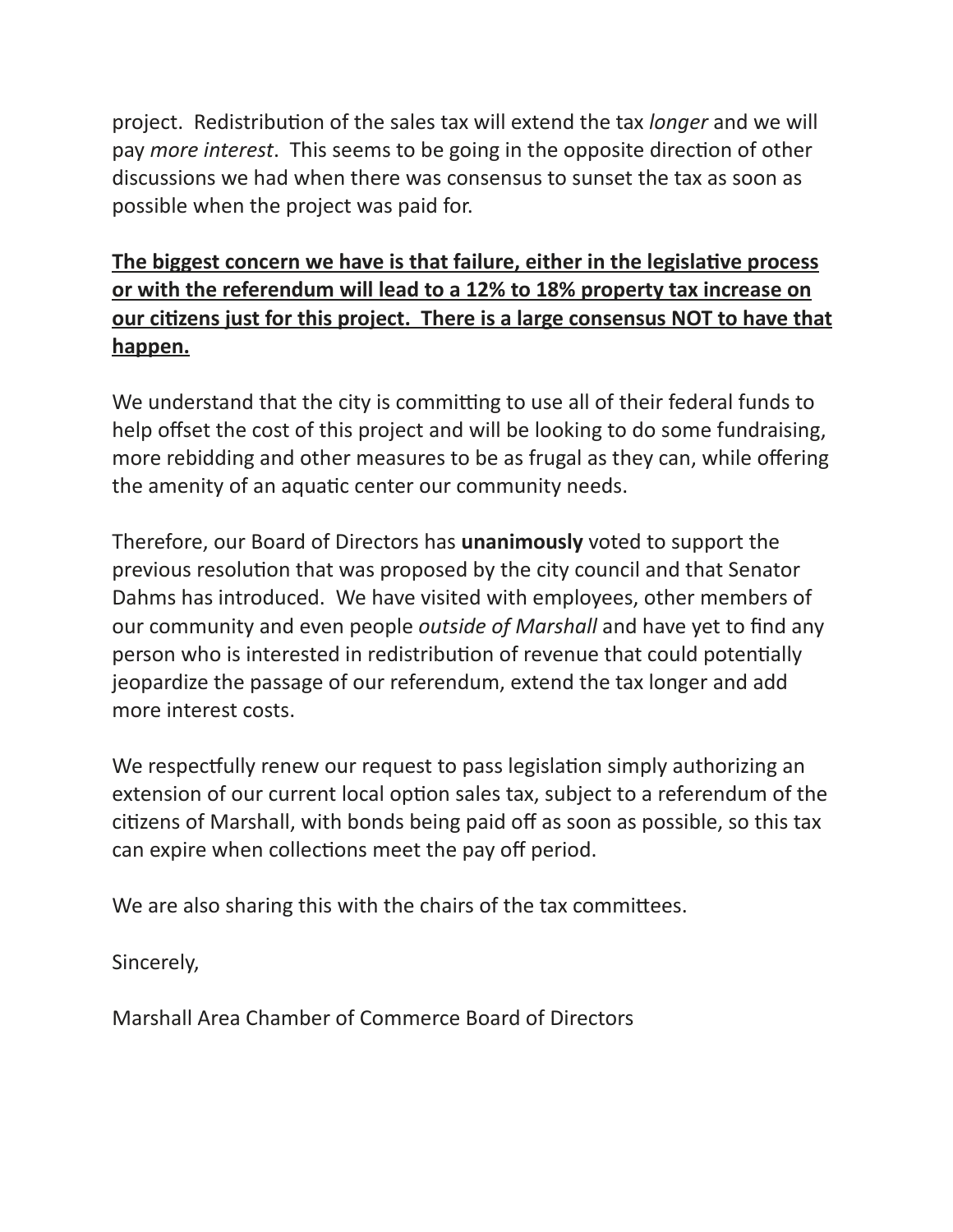project. Redistribution of the sales tax will extend the tax *longer* and we will pay *more interest*. This seems to be going in the opposite direction of other discussions we had when there was consensus to sunset the tax as soon as possible when the project was paid for.

<u>**The biggest concern we have is that failure, either in the legislative process or with the referendum will lead to a 12% to 18% property tax increase on our citizens just for this project. There is a large consensus NOT to have that happen.**</u>

We understand that the city is committing to use all of their federal funds to help offset the cost of this project and will be looking to do some fundraising, more rebidding and other measures to be as frugal as they can, while offering the amenity of an aquatic center our community needs.

Therefore, our Board of Directors has **unanimously** voted to support the previous resolution that was proposed by the city council and that Senator Dahms has introduced. We have visited with employees, other members of our community and even people *outside of Marshall* and have yet to find any person who is interested in redistribution of revenue that could potentially jeopardize the passage of our referendum, extend the tax longer and add more interest costs.

We respectfully renew our request to pass legislation simply authorizing an extension of our current local option sales tax, subject to a referendum of the citizens of Marshall, with bonds being paid off as soon as possible, so this tax can expire when collections meet the pay off period.

We are also sharing this with the chairs of the tax committees.

Sincerely,

Marshall Area Chamber of Commerce Board of Directors